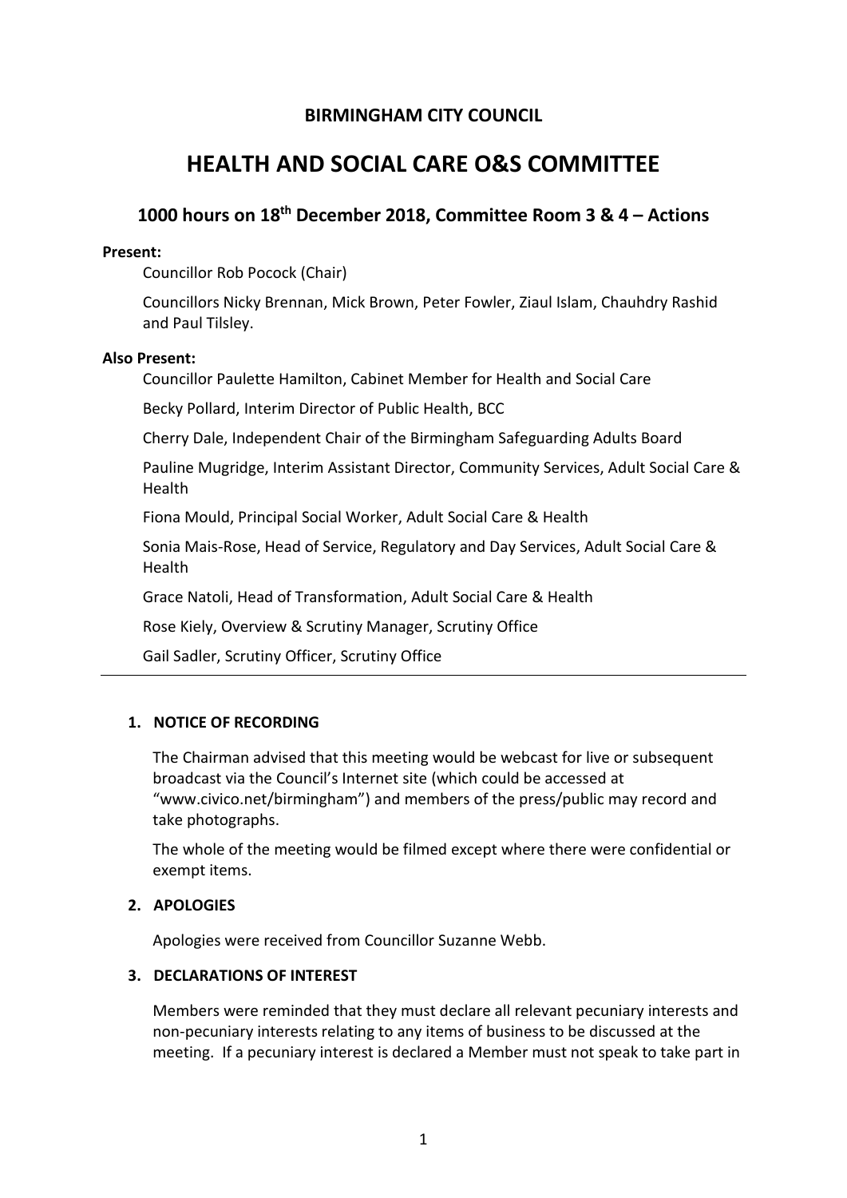**BIRMINGHAM CITY COUNCIL**

# HEALTH AND SOCIAL CARE O&S COMMITTEE

## 1000 hours on 18th December 2018, Committee Room 3 & 4 – Actions

**Present:**

Councillor Rob Pocock (Chair)

Councillors Nicky Brennan, Mick Brown, Peter Fowler, Ziaul Islam, Chauhdry Rashid and Paul Tilsley.

**Also Present:**

Councillor Paulette Hamilton, Cabinet Member for Health and Social Care

Becky Pollard, Interim Director of Public Health, BCC

Cherry Dale, Independent Chair of the Birmingham Safeguarding Adults Board

Pauline Mugridge, Interim Assistant Director, Community Services, Adult Social Care & Health

Fiona Mould, Principal Social Worker, Adult Social Care & Health

Sonia Mais-Rose, Head of Service, Regulatory and Day Services, Adult Social Care & Health

Grace Natoli, Head of Transformation, Adult Social Care & Health

Rose Kiely, Overview & Scrutiny Manager, Scrutiny Office

Gail Sadler, Scrutiny Officer, Scrutiny Office

---

### 1. NOTICE OF RECORDING

The Chairman advised that this meeting would be webcast for live or subsequent broadcast via the Council's Internet site (which could be accessed at "www.civico.net/birmingham") and members of the press/public may record and take photographs.

The whole of the meeting would be filmed except where there were confidential or exempt items.

### 2. APOLOGIES

Apologies were received from Councillor Suzanne Webb.

### 3. DECLARATIONS OF INTEREST

Members were reminded that they must declare all relevant pecuniary interests and non-pecuniary interests relating to any items of business to be discussed at the meeting. If a pecuniary interest is declared a Member must not speak to take part in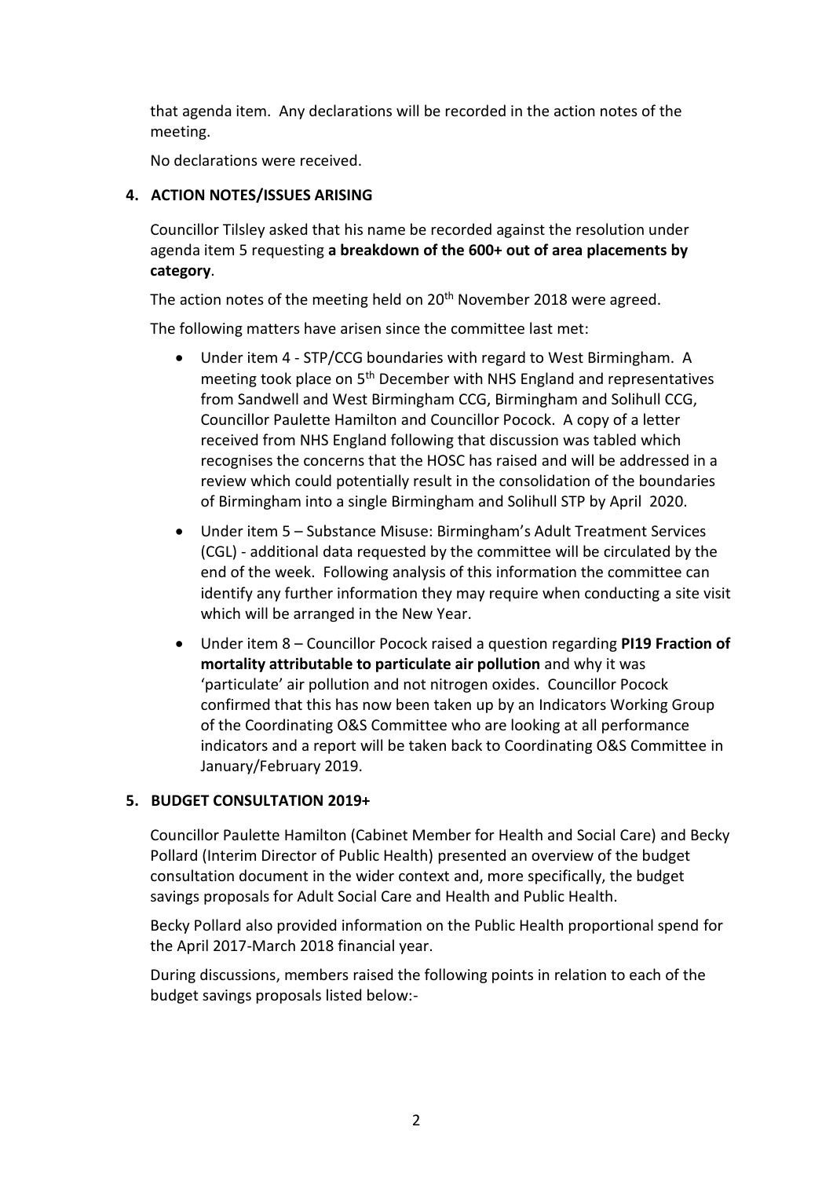that agenda item. Any declarations will be recorded in the action notes of the meeting.

No declarations were received.

## 4. ACTION NOTES/ISSUES ARISING

Councillor Tilsley asked that his name be recorded against the resolution under agenda item 5 requesting **a breakdown of the 600+ out of area placements by category**.

The action notes of the meeting held on 20th November 2018 were agreed.

The following matters have arisen since the committee last met:

- Under item 4 - STP/CCG boundaries with regard to West Birmingham. A meeting took place on 5th December with NHS England and representatives from Sandwell and West Birmingham CCG, Birmingham and Solihull CCG, Councillor Paulette Hamilton and Councillor Pocock. A copy of a letter received from NHS England following that discussion was tabled which recognises the concerns that the HOSC has raised and will be addressed in a review which could potentially result in the consolidation of the boundaries of Birmingham into a single Birmingham and Solihull STP by April 2020.
- Under item 5 – Substance Misuse: Birmingham's Adult Treatment Services (CGL) - additional data requested by the committee will be circulated by the end of the week. Following analysis of this information the committee can identify any further information they may require when conducting a site visit which will be arranged in the New Year.
- Under item 8 – Councillor Pocock raised a question regarding **PI19 Fraction of mortality attributable to particulate air pollution** and why it was 'particulate' air pollution and not nitrogen oxides. Councillor Pocock confirmed that this has now been taken up by an Indicators Working Group of the Coordinating O&S Committee who are looking at all performance indicators and a report will be taken back to Coordinating O&S Committee in January/February 2019.

## 5. BUDGET CONSULTATION 2019+

Councillor Paulette Hamilton (Cabinet Member for Health and Social Care) and Becky Pollard (Interim Director of Public Health) presented an overview of the budget consultation document in the wider context and, more specifically, the budget savings proposals for Adult Social Care and Health and Public Health.

Becky Pollard also provided information on the Public Health proportional spend for the April 2017-March 2018 financial year.

During discussions, members raised the following points in relation to each of the budget savings proposals listed below:-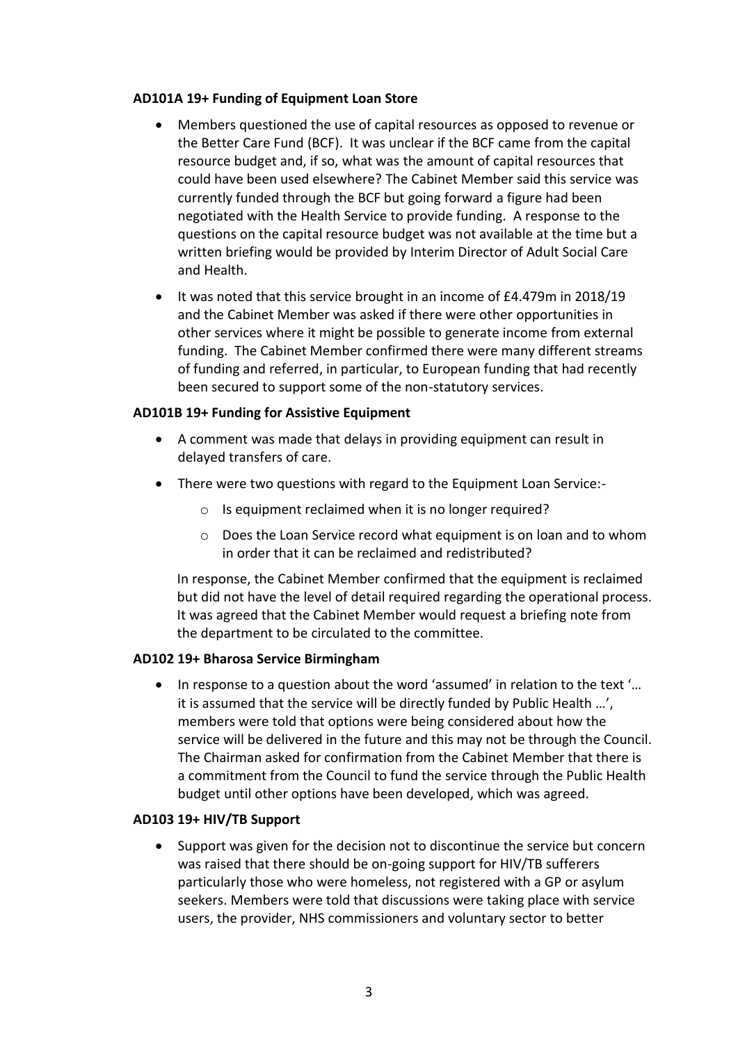**AD101A 19+ Funding of Equipment Loan Store**

- Members questioned the use of capital resources as opposed to revenue or the Better Care Fund (BCF). It was unclear if the BCF came from the capital resource budget and, if so, what was the amount of capital resources that could have been used elsewhere? The Cabinet Member said this service was currently funded through the BCF but going forward a figure had been negotiated with the Health Service to provide funding. A response to the questions on the capital resource budget was not available at the time but a written briefing would be provided by Interim Director of Adult Social Care and Health.
- It was noted that this service brought in an income of £4.479m in 2018/19 and the Cabinet Member was asked if there were other opportunities in other services where it might be possible to generate income from external funding. The Cabinet Member confirmed there were many different streams of funding and referred, in particular, to European funding that had recently been secured to support some of the non-statutory services.

**AD101B 19+ Funding for Assistive Equipment**

- A comment was made that delays in providing equipment can result in delayed transfers of care.
- There were two questions with regard to the Equipment Loan Service:-
  - Is equipment reclaimed when it is no longer required?
  - Does the Loan Service record what equipment is on loan and to whom in order that it can be reclaimed and redistributed?

  In response, the Cabinet Member confirmed that the equipment is reclaimed but did not have the level of detail required regarding the operational process. It was agreed that the Cabinet Member would request a briefing note from the department to be circulated to the committee.

**AD102 19+ Bharosa Service Birmingham**

- In response to a question about the word 'assumed' in relation to the text '… it is assumed that the service will be directly funded by Public Health …', members were told that options were being considered about how the service will be delivered in the future and this may not be through the Council. The Chairman asked for confirmation from the Cabinet Member that there is a commitment from the Council to fund the service through the Public Health budget until other options have been developed, which was agreed.

**AD103 19+ HIV/TB Support**

- Support was given for the decision not to discontinue the service but concern was raised that there should be on-going support for HIV/TB sufferers particularly those who were homeless, not registered with a GP or asylum seekers. Members were told that discussions were taking place with service users, the provider, NHS commissioners and voluntary sector to better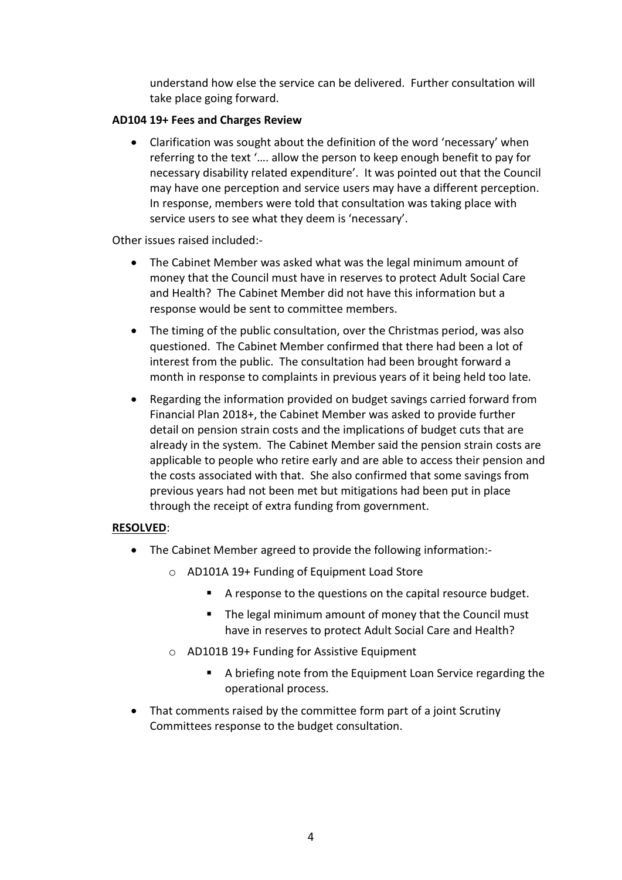understand how else the service can be delivered. Further consultation will take place going forward.

**AD104 19+ Fees and Charges Review**

- Clarification was sought about the definition of the word 'necessary' when referring to the text '…. allow the person to keep enough benefit to pay for necessary disability related expenditure'. It was pointed out that the Council may have one perception and service users may have a different perception. In response, members were told that consultation was taking place with service users to see what they deem is 'necessary'.

Other issues raised included:-

- The Cabinet Member was asked what was the legal minimum amount of money that the Council must have in reserves to protect Adult Social Care and Health? The Cabinet Member did not have this information but a response would be sent to committee members.
- The timing of the public consultation, over the Christmas period, was also questioned. The Cabinet Member confirmed that there had been a lot of interest from the public. The consultation had been brought forward a month in response to complaints in previous years of it being held too late.
- Regarding the information provided on budget savings carried forward from Financial Plan 2018+, the Cabinet Member was asked to provide further detail on pension strain costs and the implications of budget cuts that are already in the system. The Cabinet Member said the pension strain costs are applicable to people who retire early and are able to access their pension and the costs associated with that. She also confirmed that some savings from previous years had not been met but mitigations had been put in place through the receipt of extra funding from government.

**RESOLVED**:

- The Cabinet Member agreed to provide the following information:-
  - AD101A 19+ Funding of Equipment Load Store
    - A response to the questions on the capital resource budget.
    - The legal minimum amount of money that the Council must have in reserves to protect Adult Social Care and Health?
  - AD101B 19+ Funding for Assistive Equipment
    - A briefing note from the Equipment Loan Service regarding the operational process.
- That comments raised by the committee form part of a joint Scrutiny Committees response to the budget consultation.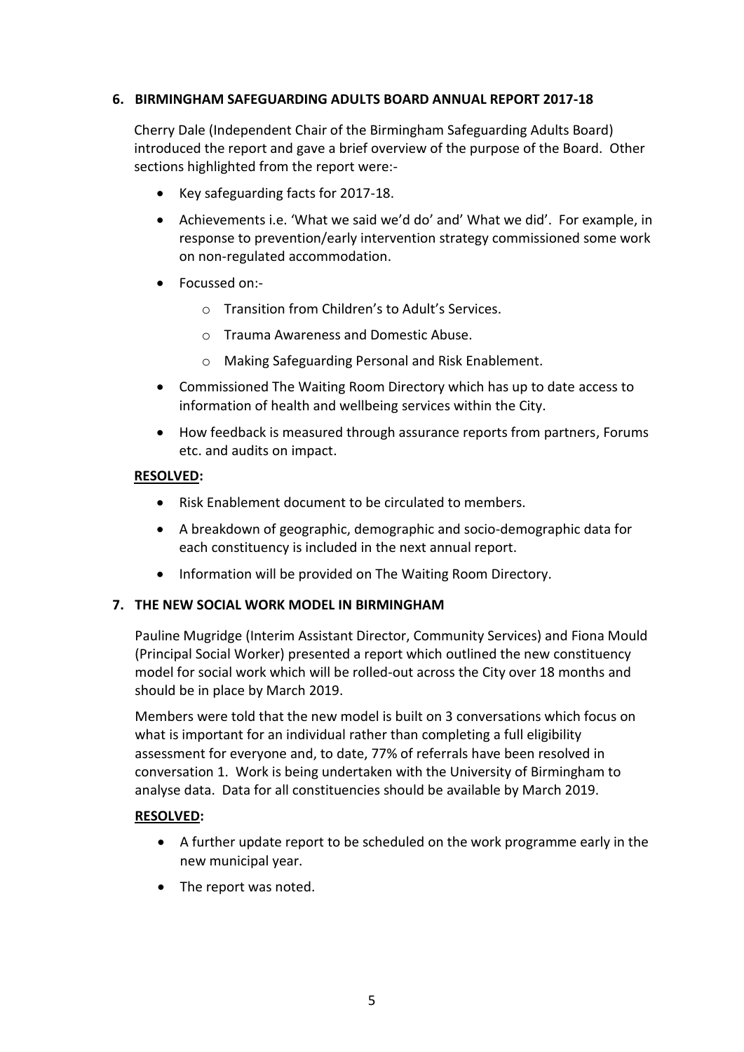## 6. BIRMINGHAM SAFEGUARDING ADULTS BOARD ANNUAL REPORT 2017-18

Cherry Dale (Independent Chair of the Birmingham Safeguarding Adults Board) introduced the report and gave a brief overview of the purpose of the Board. Other sections highlighted from the report were:-

- Key safeguarding facts for 2017-18.
- Achievements i.e. 'What we said we'd do' and' What we did'. For example, in response to prevention/early intervention strategy commissioned some work on non-regulated accommodation.
- Focussed on:-
  - Transition from Children's to Adult's Services.
  - Trauma Awareness and Domestic Abuse.
  - Making Safeguarding Personal and Risk Enablement.
- Commissioned The Waiting Room Directory which has up to date access to information of health and wellbeing services within the City.
- How feedback is measured through assurance reports from partners, Forums etc. and audits on impact.

**RESOLVED:**

- Risk Enablement document to be circulated to members.
- A breakdown of geographic, demographic and socio-demographic data for each constituency is included in the next annual report.
- Information will be provided on The Waiting Room Directory.

## 7. THE NEW SOCIAL WORK MODEL IN BIRMINGHAM

Pauline Mugridge (Interim Assistant Director, Community Services) and Fiona Mould (Principal Social Worker) presented a report which outlined the new constituency model for social work which will be rolled-out across the City over 18 months and should be in place by March 2019.

Members were told that the new model is built on 3 conversations which focus on what is important for an individual rather than completing a full eligibility assessment for everyone and, to date, 77% of referrals have been resolved in conversation 1. Work is being undertaken with the University of Birmingham to analyse data. Data for all constituencies should be available by March 2019.

**RESOLVED:**

- A further update report to be scheduled on the work programme early in the new municipal year.
- The report was noted.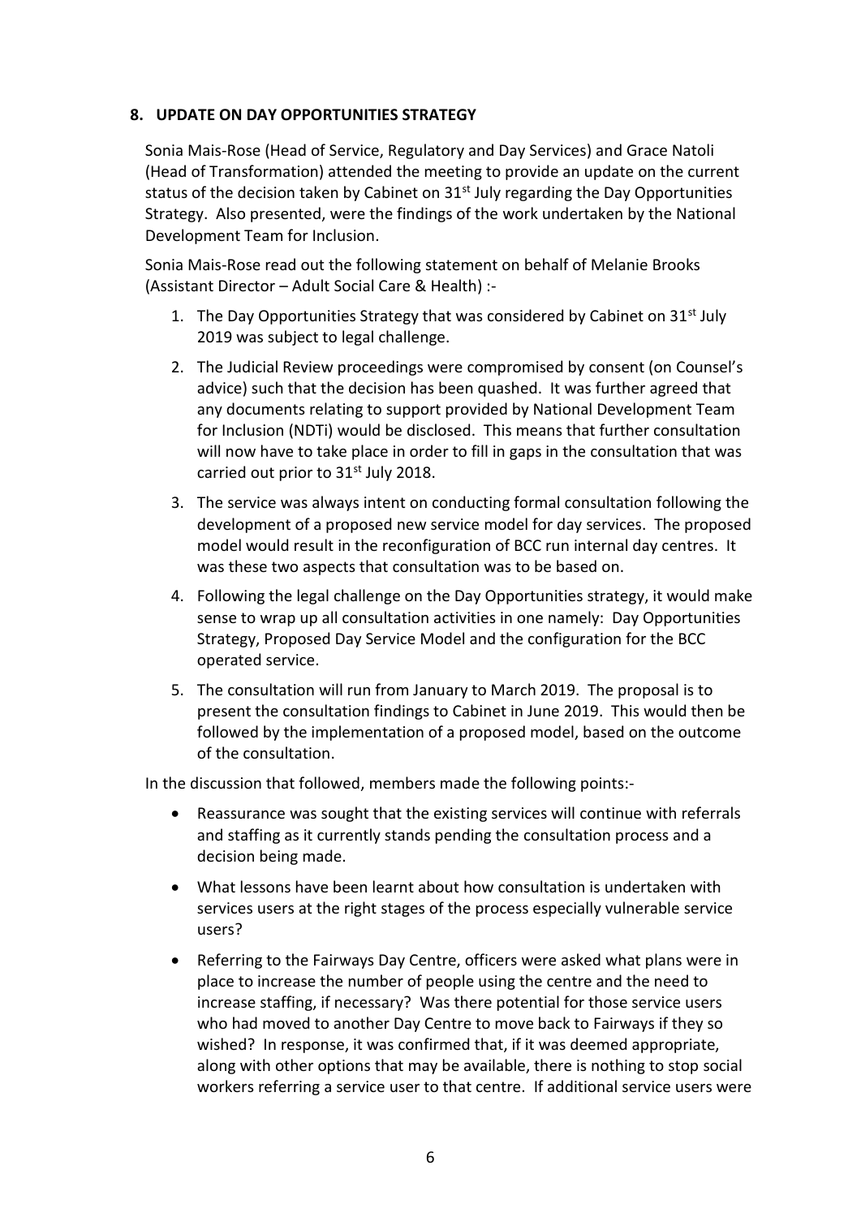## 8. UPDATE ON DAY OPPORTUNITIES STRATEGY

Sonia Mais-Rose (Head of Service, Regulatory and Day Services) and Grace Natoli (Head of Transformation) attended the meeting to provide an update on the current status of the decision taken by Cabinet on 31st July regarding the Day Opportunities Strategy. Also presented, were the findings of the work undertaken by the National Development Team for Inclusion.

Sonia Mais-Rose read out the following statement on behalf of Melanie Brooks (Assistant Director – Adult Social Care & Health) :-

1. The Day Opportunities Strategy that was considered by Cabinet on 31st July 2019 was subject to legal challenge.
2. The Judicial Review proceedings were compromised by consent (on Counsel's advice) such that the decision has been quashed. It was further agreed that any documents relating to support provided by National Development Team for Inclusion (NDTi) would be disclosed. This means that further consultation will now have to take place in order to fill in gaps in the consultation that was carried out prior to 31st July 2018.
3. The service was always intent on conducting formal consultation following the development of a proposed new service model for day services. The proposed model would result in the reconfiguration of BCC run internal day centres. It was these two aspects that consultation was to be based on.
4. Following the legal challenge on the Day Opportunities strategy, it would make sense to wrap up all consultation activities in one namely: Day Opportunities Strategy, Proposed Day Service Model and the configuration for the BCC operated service.
5. The consultation will run from January to March 2019. The proposal is to present the consultation findings to Cabinet in June 2019. This would then be followed by the implementation of a proposed model, based on the outcome of the consultation.

In the discussion that followed, members made the following points:-

- Reassurance was sought that the existing services will continue with referrals and staffing as it currently stands pending the consultation process and a decision being made.
- What lessons have been learnt about how consultation is undertaken with services users at the right stages of the process especially vulnerable service users?
- Referring to the Fairways Day Centre, officers were asked what plans were in place to increase the number of people using the centre and the need to increase staffing, if necessary? Was there potential for those service users who had moved to another Day Centre to move back to Fairways if they so wished? In response, it was confirmed that, if it was deemed appropriate, along with other options that may be available, there is nothing to stop social workers referring a service user to that centre. If additional service users were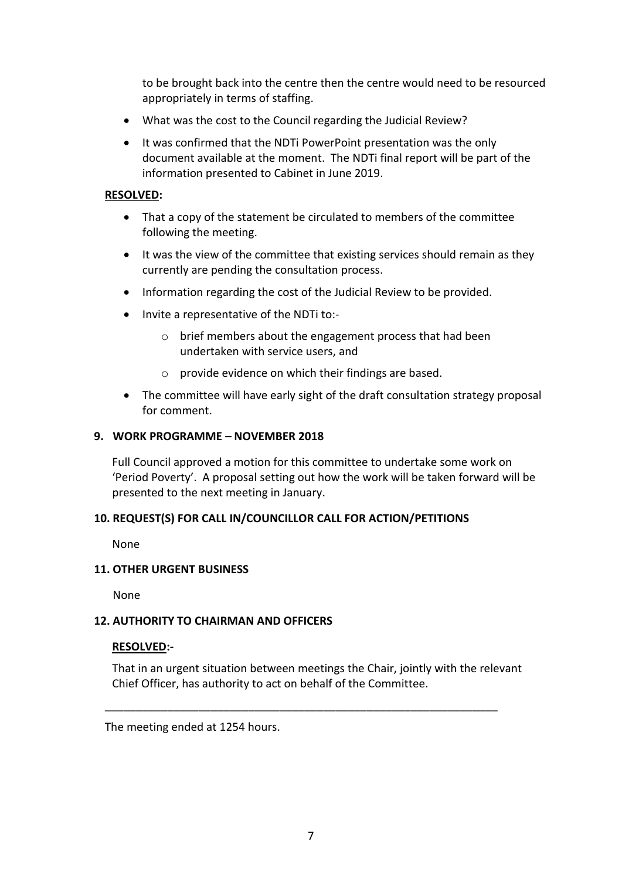to be brought back into the centre then the centre would need to be resourced appropriately in terms of staffing.

- What was the cost to the Council regarding the Judicial Review?
- It was confirmed that the NDTi PowerPoint presentation was the only document available at the moment. The NDTi final report will be part of the information presented to Cabinet in June 2019.

**RESOLVED:**

- That a copy of the statement be circulated to members of the committee following the meeting.
- It was the view of the committee that existing services should remain as they currently are pending the consultation process.
- Information regarding the cost of the Judicial Review to be provided.
- Invite a representative of the NDTi to:-
  - brief members about the engagement process that had been undertaken with service users, and
  - provide evidence on which their findings are based.
- The committee will have early sight of the draft consultation strategy proposal for comment.

### 9. WORK PROGRAMME – NOVEMBER 2018

Full Council approved a motion for this committee to undertake some work on 'Period Poverty'. A proposal setting out how the work will be taken forward will be presented to the next meeting in January.

### 10. REQUEST(S) FOR CALL IN/COUNCILLOR CALL FOR ACTION/PETITIONS

None

### 11. OTHER URGENT BUSINESS

None

### 12. AUTHORITY TO CHAIRMAN AND OFFICERS

**RESOLVED:-**

That in an urgent situation between meetings the Chair, jointly with the relevant Chief Officer, has authority to act on behalf of the Committee.

---

The meeting ended at 1254 hours.